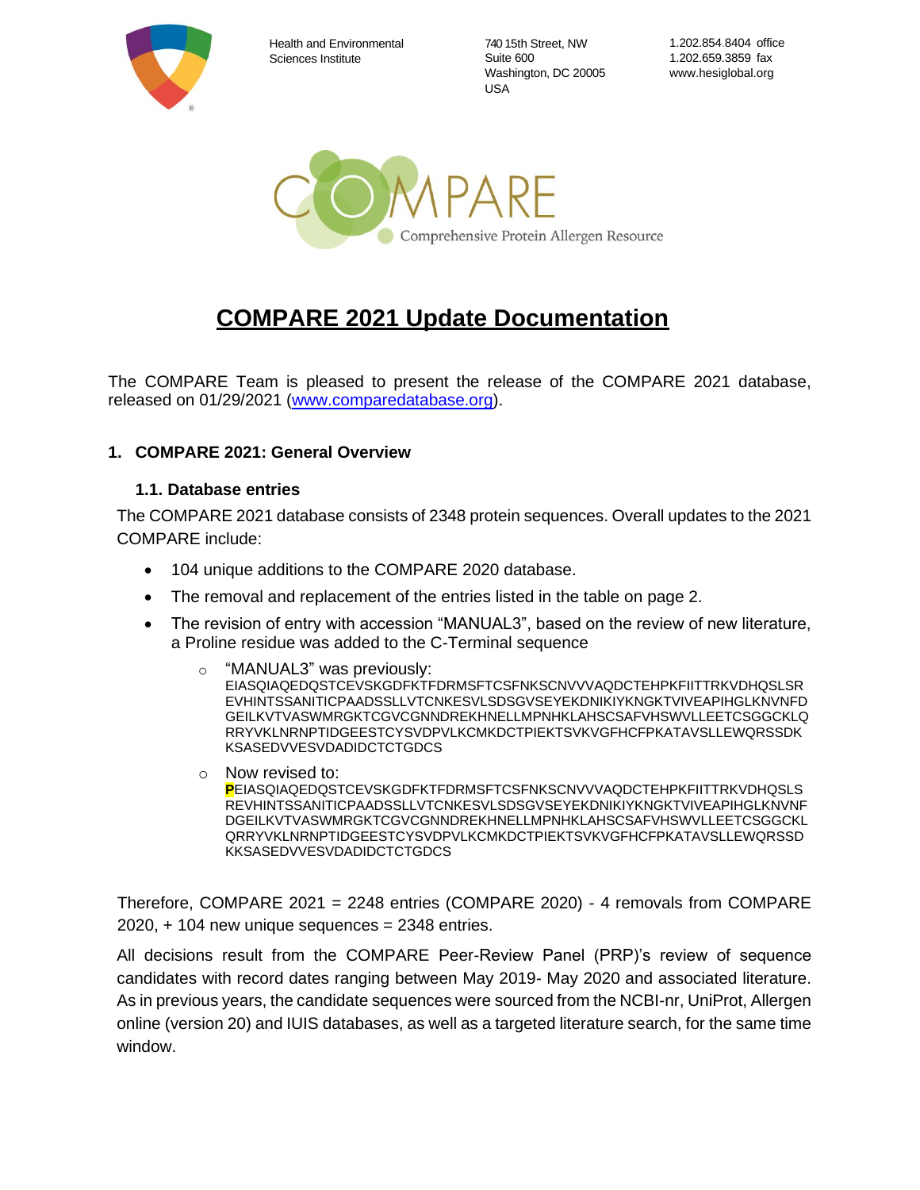Health and Environmental Sciences Institute

740 15th Street, NW
Suite 600
Washington, DC 20005
USA

1.202.854.8404 office
1.202.659.3859 fax
www.hesiglobal.org

COMPARE Comprehensive Protein Allergen Resource

# COMPARE 2021 Update Documentation

The COMPARE Team is pleased to present the release of the COMPARE 2021 database, released on 01/29/2021 (www.comparedatabase.org).

## 1. COMPARE 2021: General Overview

### 1.1. Database entries

The COMPARE 2021 database consists of 2348 protein sequences. Overall updates to the 2021 COMPARE include:

- 104 unique additions to the COMPARE 2020 database.
- The removal and replacement of the entries listed in the table on page 2.
- The revision of entry with accession "MANUAL3", based on the review of new literature, a Proline residue was added to the C-Terminal sequence
  - "MANUAL3" was previously:
    EIASQIAQEDQSTCEVSKGDFKTFDRMSFTCSFNKSCNVVVAQDCTEHPKFIITTRKVDHQSLSREVHINTSSANITICPAADSSLLVTCNKESVLSDSGVSEYEKDNIKIYKNGKTVIVEAPIHGLKNVNFDGEILKVTVASWMRGKTCGVCGNNDREKHNELLMPNHKLAHSCSAFVHSWVLLEETCSGGCKLQRRYVKLNRNPTIDGEESTCYSVDPVLKCMKDCTPIEKTSVKVGFHCFPKATAVSLLEWQRSSDKKSASEDVVESVDADIDCTCTGDCS
  - Now revised to:
    **P**EIASQIAQEDQSTCEVSKGDFKTFDRMSFTCSFNKSCNVVVAQDCTEHPKFIITTRKVDHQSLSREVHINTSSANITICPAADSSLLVTCNKESVLSDSGVSEYEKDNIKIYKNGKTVIVEAPIHGLKNVNFDGEILKVTVASWMRGKTCGVCGNNDREKHNELLMPNHKLAHSCSAFVHSWVLLEETCSGGCKLQRRYVKLNRNPTIDGEESTCYSVDPVLKCMKDCTPIEKTSVKVGFHCFPKATAVSLLEWQRSSDKKSASEDVVESVDADIDCTCTGDCS

Therefore, COMPARE 2021 = 2248 entries (COMPARE 2020) - 4 removals from COMPARE 2020, + 104 new unique sequences = 2348 entries.

All decisions result from the COMPARE Peer-Review Panel (PRP)'s review of sequence candidates with record dates ranging between May 2019- May 2020 and associated literature. As in previous years, the candidate sequences were sourced from the NCBI-nr, UniProt, Allergen online (version 20) and IUIS databases, as well as a targeted literature search, for the same time window.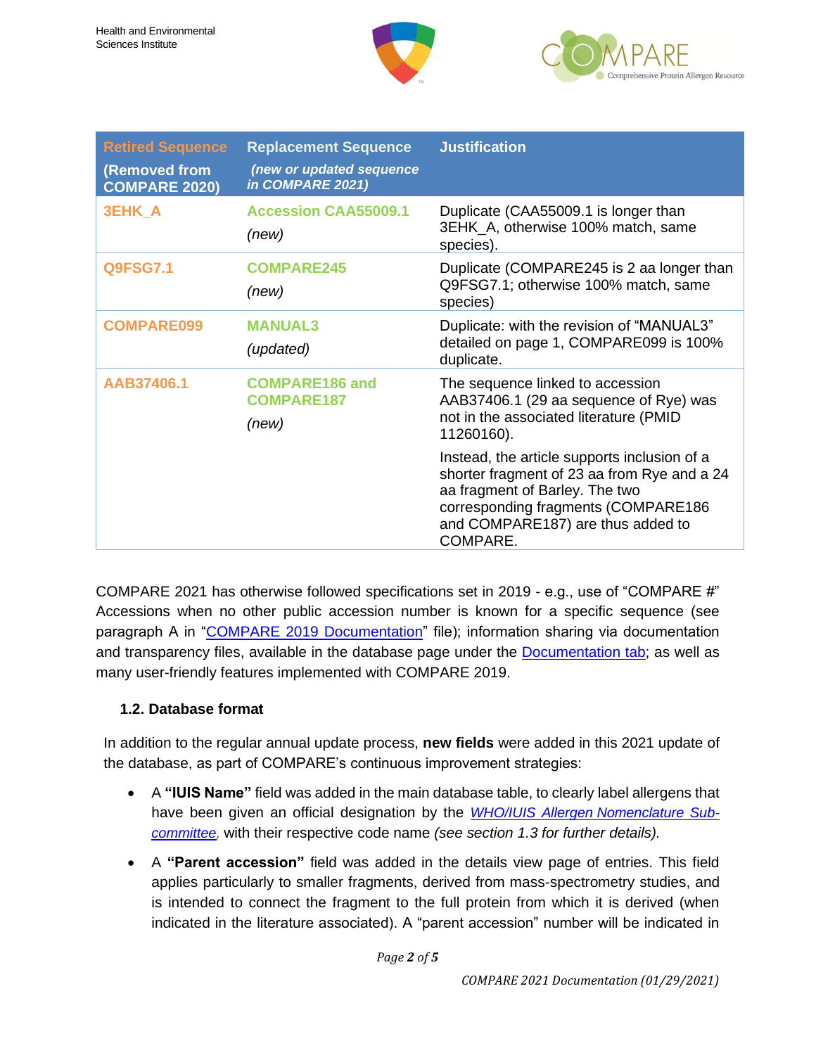| Retired Sequence (Removed from COMPARE 2020) | Replacement Sequence *(new or updated sequence in COMPARE 2021)* | Justification |
|---|---|---|
| 3EHK_A | Accession CAA55009.1 *(new)* | Duplicate (CAA55009.1 is longer than 3EHK_A, otherwise 100% match, same species). |
| Q9FSG7.1 | COMPARE245 *(new)* | Duplicate (COMPARE245 is 2 aa longer than Q9FSG7.1; otherwise 100% match, same species) |
| COMPARE099 | MANUAL3 *(updated)* | Duplicate: with the revision of "MANUAL3" detailed on page 1, COMPARE099 is 100% duplicate. |
| AAB37406.1 | COMPARE186 and COMPARE187 *(new)* | The sequence linked to accession AAB37406.1 (29 aa sequence of Rye) was not in the associated literature (PMID 11260160). Instead, the article supports inclusion of a shorter fragment of 23 aa from Rye and a 24 aa fragment of Barley. The two corresponding fragments (COMPARE186 and COMPARE187) are thus added to COMPARE. |

COMPARE 2021 has otherwise followed specifications set in 2019 - e.g., use of "COMPARE #" Accessions when no other public accession number is known for a specific sequence (see paragraph A in "COMPARE 2019 Documentation" file); information sharing via documentation and transparency files, available in the database page under the Documentation tab; as well as many user-friendly features implemented with COMPARE 2019.

### 1.2. Database format

In addition to the regular annual update process, **new fields** were added in this 2021 update of the database, as part of COMPARE's continuous improvement strategies:

- A **"IUIS Name"** field was added in the main database table, to clearly label allergens that have been given an official designation by the *WHO/IUIS Allergen Nomenclature Sub-committee*, with their respective code name *(see section 1.3 for further details).*
- A **"Parent accession"** field was added in the details view page of entries. This field applies particularly to smaller fragments, derived from mass-spectrometry studies, and is intended to connect the fragment to the full protein from which it is derived (when indicated in the literature associated). A "parent accession" number will be indicated in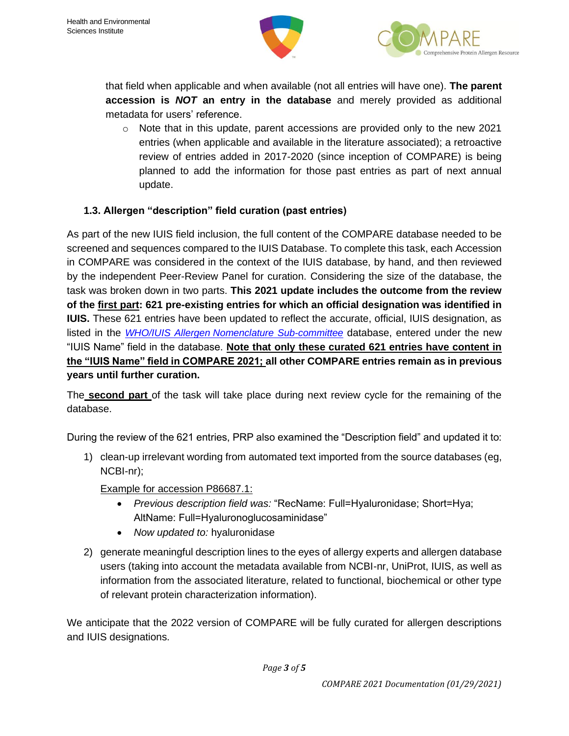that field when applicable and when available (not all entries will have one). **The parent accession is *NOT* an entry in the database** and merely provided as additional metadata for users' reference.

- Note that in this update, parent accessions are provided only to the new 2021 entries (when applicable and available in the literature associated); a retroactive review of entries added in 2017-2020 (since inception of COMPARE) is being planned to add the information for those past entries as part of next annual update.

### 1.3. Allergen "description" field curation (past entries)

As part of the new IUIS field inclusion, the full content of the COMPARE database needed to be screened and sequences compared to the IUIS Database. To complete this task, each Accession in COMPARE was considered in the context of the IUIS database, by hand, and then reviewed by the independent Peer-Review Panel for curation. Considering the size of the database, the task was broken down in two parts. **This 2021 update includes the outcome from the review of the first part: 621 pre-existing entries for which an official designation was identified in IUIS.** These 621 entries have been updated to reflect the accurate, official, IUIS designation, as listed in the *WHO/IUIS Allergen Nomenclature Sub-committee* database, entered under the new "IUIS Name" field in the database. **Note that only these curated 621 entries have content in the "IUIS Name" field in COMPARE 2021; all other COMPARE entries remain as in previous years until further curation.**

The **second part** of the task will take place during next review cycle for the remaining of the database.

During the review of the 621 entries, PRP also examined the "Description field" and updated it to:

1) clean-up irrelevant wording from automated text imported from the source databases (eg, NCBI-nr);

   Example for accession P86687.1:

   - *Previous description field was:* "RecName: Full=Hyaluronidase; Short=Hya; AltName: Full=Hyaluronoglucosaminidase"
   - *Now updated to:* hyaluronidase

2) generate meaningful description lines to the eyes of allergy experts and allergen database users (taking into account the metadata available from NCBI-nr, UniProt, IUIS, as well as information from the associated literature, related to functional, biochemical or other type of relevant protein characterization information).

We anticipate that the 2022 version of COMPARE will be fully curated for allergen descriptions and IUIS designations.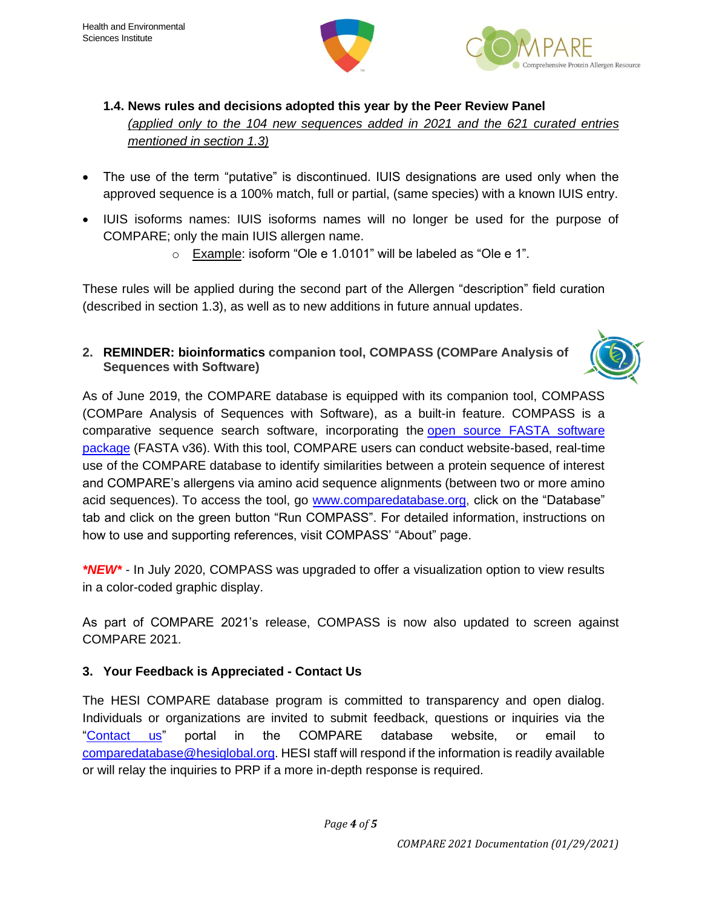### 1.4. News rules and decisions adopted this year by the Peer Review Panel

*(applied only to the 104 new sequences added in 2021 and the 621 curated entries mentioned in section 1.3)*

- The use of the term "putative" is discontinued. IUIS designations are used only when the approved sequence is a 100% match, full or partial, (same species) with a known IUIS entry.
- IUIS isoforms names: IUIS isoforms names will no longer be used for the purpose of COMPARE; only the main IUIS allergen name.
  - Example: isoform "Ole e 1.0101" will be labeled as "Ole e 1".

These rules will be applied during the second part of the Allergen "description" field curation (described in section 1.3), as well as to new additions in future annual updates.

## 2. REMINDER: bioinformatics companion tool, COMPASS (COMPare Analysis of Sequences with Software)

As of June 2019, the COMPARE database is equipped with its companion tool, COMPASS (COMPare Analysis of Sequences with Software), as a built-in feature. COMPASS is a comparative sequence search software, incorporating the open source FASTA software package (FASTA v36). With this tool, COMPARE users can conduct website-based, real-time use of the COMPARE database to identify similarities between a protein sequence of interest and COMPARE's allergens via amino acid sequence alignments (between two or more amino acid sequences). To access the tool, go www.comparedatabase.org, click on the "Database" tab and click on the green button "Run COMPASS". For detailed information, instructions on how to use and supporting references, visit COMPASS' "About" page.

***NEW*** - In July 2020, COMPASS was upgraded to offer a visualization option to view results in a color-coded graphic display.

As part of COMPARE 2021's release, COMPASS is now also updated to screen against COMPARE 2021.

## 3. Your Feedback is Appreciated - Contact Us

The HESI COMPARE database program is committed to transparency and open dialog. Individuals or organizations are invited to submit feedback, questions or inquiries via the "Contact us" portal in the COMPARE database website, or email to comparedatabase@hesiglobal.org. HESI staff will respond if the information is readily available or will relay the inquiries to PRP if a more in-depth response is required.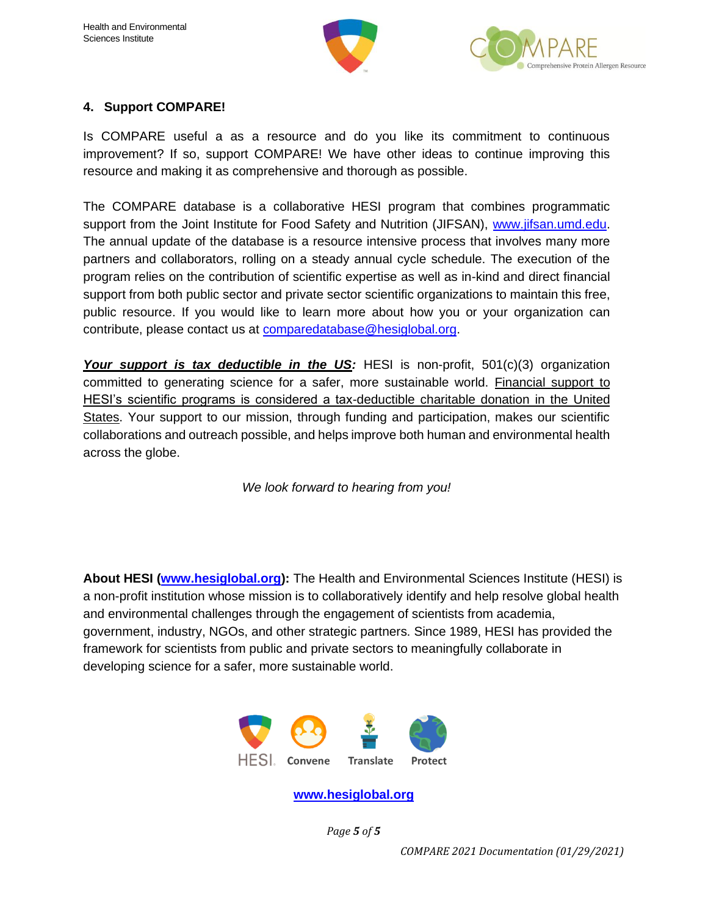## 4. Support COMPARE!

Is COMPARE useful a as a resource and do you like its commitment to continuous improvement? If so, support COMPARE! We have other ideas to continue improving this resource and making it as comprehensive and thorough as possible.

The COMPARE database is a collaborative HESI program that combines programmatic support from the Joint Institute for Food Safety and Nutrition (JIFSAN), www.jifsan.umd.edu. The annual update of the database is a resource intensive process that involves many more partners and collaborators, rolling on a steady annual cycle schedule. The execution of the program relies on the contribution of scientific expertise as well as in-kind and direct financial support from both public sector and private sector scientific organizations to maintain this free, public resource. If you would like to learn more about how you or your organization can contribute, please contact us at comparedatabase@hesiglobal.org.

***Your support is tax deductible in the US:*** HESI is non-profit, 501(c)(3) organization committed to generating science for a safer, more sustainable world. Financial support to HESI's scientific programs is considered a tax-deductible charitable donation in the United States. Your support to our mission, through funding and participation, makes our scientific collaborations and outreach possible, and helps improve both human and environmental health across the globe.

*We look forward to hearing from you!*

**About HESI (www.hesiglobal.org):** The Health and Environmental Sciences Institute (HESI) is a non-profit institution whose mission is to collaboratively identify and help resolve global health and environmental challenges through the engagement of scientists from academia, government, industry, NGOs, and other strategic partners. Since 1989, HESI has provided the framework for scientists from public and private sectors to meaningfully collaborate in developing science for a safer, more sustainable world.

HESI Convene Translate Protect

**www.hesiglobal.org**

*COMPARE 2021 Documentation (01/29/2021)*